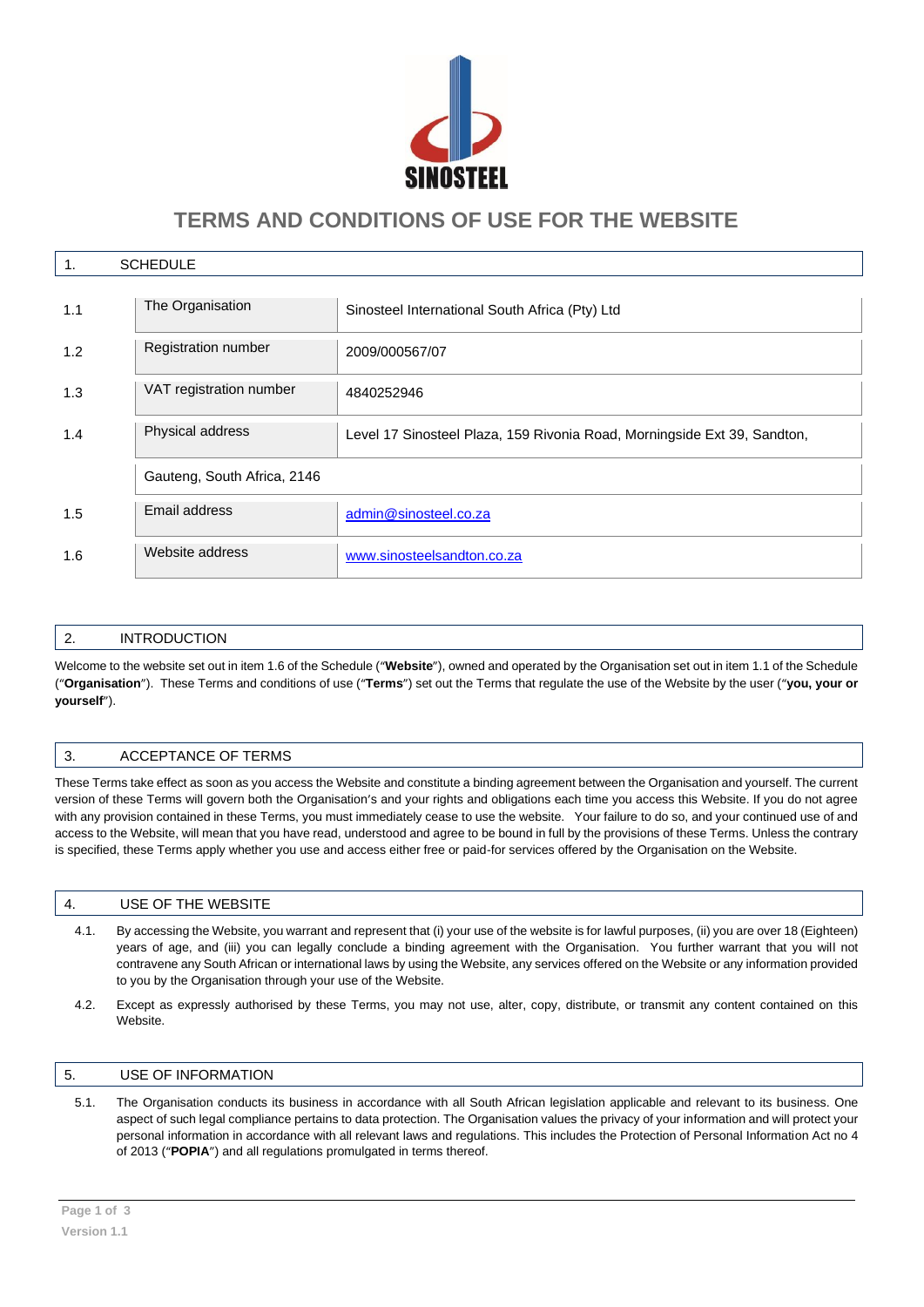# TERMS AND CONDITIONS OF USE FOR THE WEBSITE

## 1. SCHEDULE

| | | |
|---|---|---|
| 1.1 | The Organisation | Sinosteel International South Africa (Pty) Ltd |
| 1.2 | Registration number | 2009/000567/07 |
| 1.3 | VAT registration number | 4840252946 |
| 1.4 | Physical address | Level 17 Sinosteel Plaza, 159 Rivonia Road, Morningside Ext 39, Sandton, Gauteng, South Africa, 2146 |
| 1.5 | Email address | admin@sinosteel.co.za |
| 1.6 | Website address | www.sinosteelsandton.co.za |

## 2. INTRODUCTION

Welcome to the website set out in item 1.6 of the Schedule ("**Website**"), owned and operated by the Organisation set out in item 1.1 of the Schedule ("**Organisation**"). These Terms and conditions of use ("**Terms**") set out the Terms that regulate the use of the Website by the user ("**you, your or yourself**").

## 3. ACCEPTANCE OF TERMS

These Terms take effect as soon as you access the Website and constitute a binding agreement between the Organisation and yourself. The current version of these Terms will govern both the Organisation's and your rights and obligations each time you access this Website. If you do not agree with any provision contained in these Terms, you must immediately cease to use the website. Your failure to do so, and your continued use of and access to the Website, will mean that you have read, understood and agree to be bound in full by the provisions of these Terms. Unless the contrary is specified, these Terms apply whether you use and access either free or paid-for services offered by the Organisation on the Website.

## 4. USE OF THE WEBSITE

4.1. By accessing the Website, you warrant and represent that (i) your use of the website is for lawful purposes, (ii) you are over 18 (Eighteen) years of age, and (iii) you can legally conclude a binding agreement with the Organisation. You further warrant that you will not contravene any South African or international laws by using the Website, any services offered on the Website or any information provided to you by the Organisation through your use of the Website.

4.2. Except as expressly authorised by these Terms, you may not use, alter, copy, distribute, or transmit any content contained on this Website.

## 5. USE OF INFORMATION

5.1. The Organisation conducts its business in accordance with all South African legislation applicable and relevant to its business. One aspect of such legal compliance pertains to data protection. The Organisation values the privacy of your information and will protect your personal information in accordance with all relevant laws and regulations. This includes the Protection of Personal Information Act no 4 of 2013 ("**POPIA**") and all regulations promulgated in terms thereof.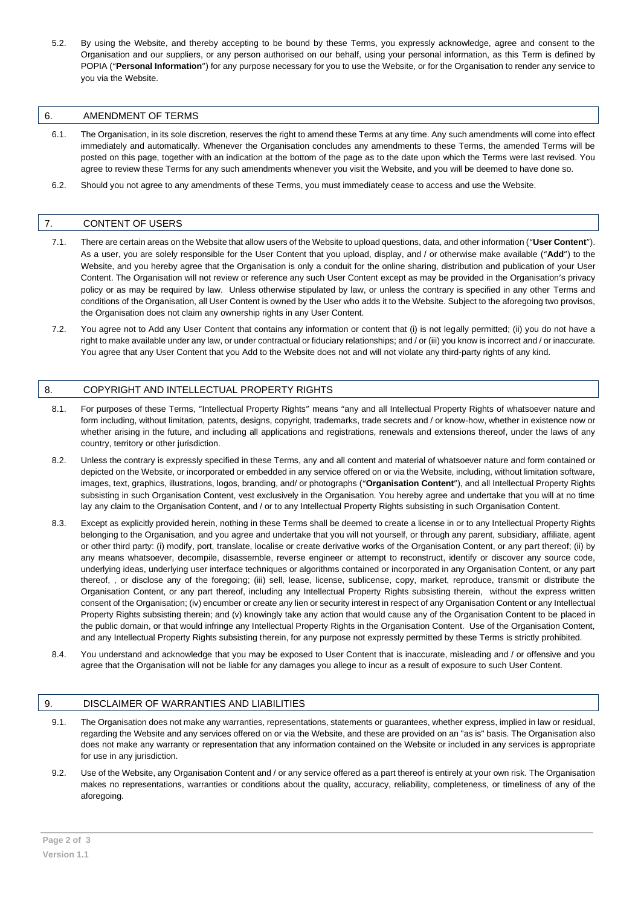5.2. By using the Website, and thereby accepting to be bound by these Terms, you expressly acknowledge, agree and consent to the Organisation and our suppliers, or any person authorised on our behalf, using your personal information, as this Term is defined by POPIA ("**Personal Information**") for any purpose necessary for you to use the Website, or for the Organisation to render any service to you via the Website.

## 6. AMENDMENT OF TERMS

6.1. The Organisation, in its sole discretion, reserves the right to amend these Terms at any time. Any such amendments will come into effect immediately and automatically. Whenever the Organisation concludes any amendments to these Terms, the amended Terms will be posted on this page, together with an indication at the bottom of the page as to the date upon which the Terms were last revised. You agree to review these Terms for any such amendments whenever you visit the Website, and you will be deemed to have done so.

6.2. Should you not agree to any amendments of these Terms, you must immediately cease to access and use the Website.

## 7. CONTENT OF USERS

7.1. There are certain areas on the Website that allow users of the Website to upload questions, data, and other information ("**User Content**"). As a user, you are solely responsible for the User Content that you upload, display, and / or otherwise make available ("**Add**") to the Website, and you hereby agree that the Organisation is only a conduit for the online sharing, distribution and publication of your User Content. The Organisation will not review or reference any such User Content except as may be provided in the Organisation's privacy policy or as may be required by law. Unless otherwise stipulated by law, or unless the contrary is specified in any other Terms and conditions of the Organisation, all User Content is owned by the User who adds it to the Website. Subject to the aforegoing two provisos, the Organisation does not claim any ownership rights in any User Content.

7.2. You agree not to Add any User Content that contains any information or content that (i) is not legally permitted; (ii) you do not have a right to make available under any law, or under contractual or fiduciary relationships; and / or (iii) you know is incorrect and / or inaccurate. You agree that any User Content that you Add to the Website does not and will not violate any third-party rights of any kind.

## 8. COPYRIGHT AND INTELLECTUAL PROPERTY RIGHTS

8.1. For purposes of these Terms, "Intellectual Property Rights" means "any and all Intellectual Property Rights of whatsoever nature and form including, without limitation, patents, designs, copyright, trademarks, trade secrets and / or know-how, whether in existence now or whether arising in the future, and including all applications and registrations, renewals and extensions thereof, under the laws of any country, territory or other jurisdiction.

8.2. Unless the contrary is expressly specified in these Terms, any and all content and material of whatsoever nature and form contained or depicted on the Website, or incorporated or embedded in any service offered on or via the Website, including, without limitation software, images, text, graphics, illustrations, logos, branding, and/ or photographs ("**Organisation Content**"), and all Intellectual Property Rights subsisting in such Organisation Content, vest exclusively in the Organisation. You hereby agree and undertake that you will at no time lay any claim to the Organisation Content, and / or to any Intellectual Property Rights subsisting in such Organisation Content.

8.3. Except as explicitly provided herein, nothing in these Terms shall be deemed to create a license in or to any Intellectual Property Rights belonging to the Organisation, and you agree and undertake that you will not yourself, or through any parent, subsidiary, affiliate, agent or other third party: (i) modify, port, translate, localise or create derivative works of the Organisation Content, or any part thereof; (ii) by any means whatsoever, decompile, disassemble, reverse engineer or attempt to reconstruct, identify or discover any source code, underlying ideas, underlying user interface techniques or algorithms contained or incorporated in any Organisation Content, or any part thereof, , or disclose any of the foregoing; (iii) sell, lease, license, sublicense, copy, market, reproduce, transmit or distribute the Organisation Content, or any part thereof, including any Intellectual Property Rights subsisting therein, without the express written consent of the Organisation; (iv) encumber or create any lien or security interest in respect of any Organisation Content or any Intellectual Property Rights subsisting therein; and (v) knowingly take any action that would cause any of the Organisation Content to be placed in the public domain, or that would infringe any Intellectual Property Rights in the Organisation Content. Use of the Organisation Content, and any Intellectual Property Rights subsisting therein, for any purpose not expressly permitted by these Terms is strictly prohibited.

8.4. You understand and acknowledge that you may be exposed to User Content that is inaccurate, misleading and / or offensive and you agree that the Organisation will not be liable for any damages you allege to incur as a result of exposure to such User Content.

## 9. DISCLAIMER OF WARRANTIES AND LIABILITIES

9.1. The Organisation does not make any warranties, representations, statements or guarantees, whether express, implied in law or residual, regarding the Website and any services offered on or via the Website, and these are provided on an "as is" basis. The Organisation also does not make any warranty or representation that any information contained on the Website or included in any services is appropriate for use in any jurisdiction.

9.2. Use of the Website, any Organisation Content and / or any service offered as a part thereof is entirely at your own risk. The Organisation makes no representations, warranties or conditions about the quality, accuracy, reliability, completeness, or timeliness of any of the aforegoing.

Version 1.1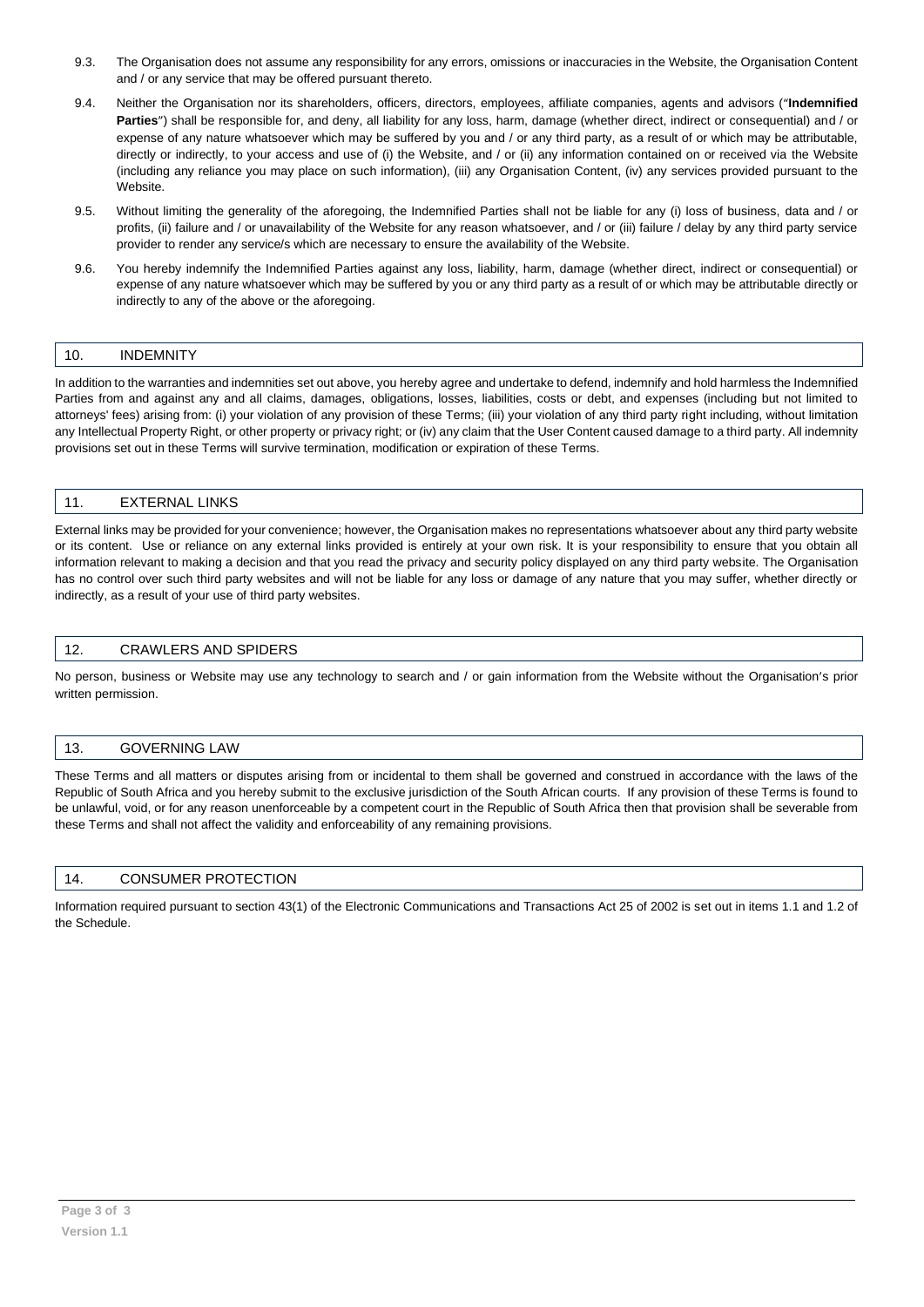9.3. The Organisation does not assume any responsibility for any errors, omissions or inaccuracies in the Website, the Organisation Content and / or any service that may be offered pursuant thereto.

9.4. Neither the Organisation nor its shareholders, officers, directors, employees, affiliate companies, agents and advisors ("**Indemnified Parties**") shall be responsible for, and deny, all liability for any loss, harm, damage (whether direct, indirect or consequential) and / or expense of any nature whatsoever which may be suffered by you and / or any third party, as a result of or which may be attributable, directly or indirectly, to your access and use of (i) the Website, and / or (ii) any information contained on or received via the Website (including any reliance you may place on such information), (iii) any Organisation Content, (iv) any services provided pursuant to the Website.

9.5. Without limiting the generality of the aforegoing, the Indemnified Parties shall not be liable for any (i) loss of business, data and / or profits, (ii) failure and / or unavailability of the Website for any reason whatsoever, and / or (iii) failure / delay by any third party service provider to render any service/s which are necessary to ensure the availability of the Website.

9.6. You hereby indemnify the Indemnified Parties against any loss, liability, harm, damage (whether direct, indirect or consequential) or expense of any nature whatsoever which may be suffered by you or any third party as a result of or which may be attributable directly or indirectly to any of the above or the aforegoing.

## 10. INDEMNITY

In addition to the warranties and indemnities set out above, you hereby agree and undertake to defend, indemnify and hold harmless the Indemnified Parties from and against any and all claims, damages, obligations, losses, liabilities, costs or debt, and expenses (including but not limited to attorneys' fees) arising from: (i) your violation of any provision of these Terms; (iii) your violation of any third party right including, without limitation any Intellectual Property Right, or other property or privacy right; or (iv) any claim that the User Content caused damage to a third party. All indemnity provisions set out in these Terms will survive termination, modification or expiration of these Terms.

## 11. EXTERNAL LINKS

External links may be provided for your convenience; however, the Organisation makes no representations whatsoever about any third party website or its content. Use or reliance on any external links provided is entirely at your own risk. It is your responsibility to ensure that you obtain all information relevant to making a decision and that you read the privacy and security policy displayed on any third party website. The Organisation has no control over such third party websites and will not be liable for any loss or damage of any nature that you may suffer, whether directly or indirectly, as a result of your use of third party websites.

## 12. CRAWLERS AND SPIDERS

No person, business or Website may use any technology to search and / or gain information from the Website without the Organisation's prior written permission.

## 13. GOVERNING LAW

These Terms and all matters or disputes arising from or incidental to them shall be governed and construed in accordance with the laws of the Republic of South Africa and you hereby submit to the exclusive jurisdiction of the South African courts. If any provision of these Terms is found to be unlawful, void, or for any reason unenforceable by a competent court in the Republic of South Africa then that provision shall be severable from these Terms and shall not affect the validity and enforceability of any remaining provisions.

## 14. CONSUMER PROTECTION

Information required pursuant to section 43(1) of the Electronic Communications and Transactions Act 25 of 2002 is set out in items 1.1 and 1.2 of the Schedule.

Version 1.1